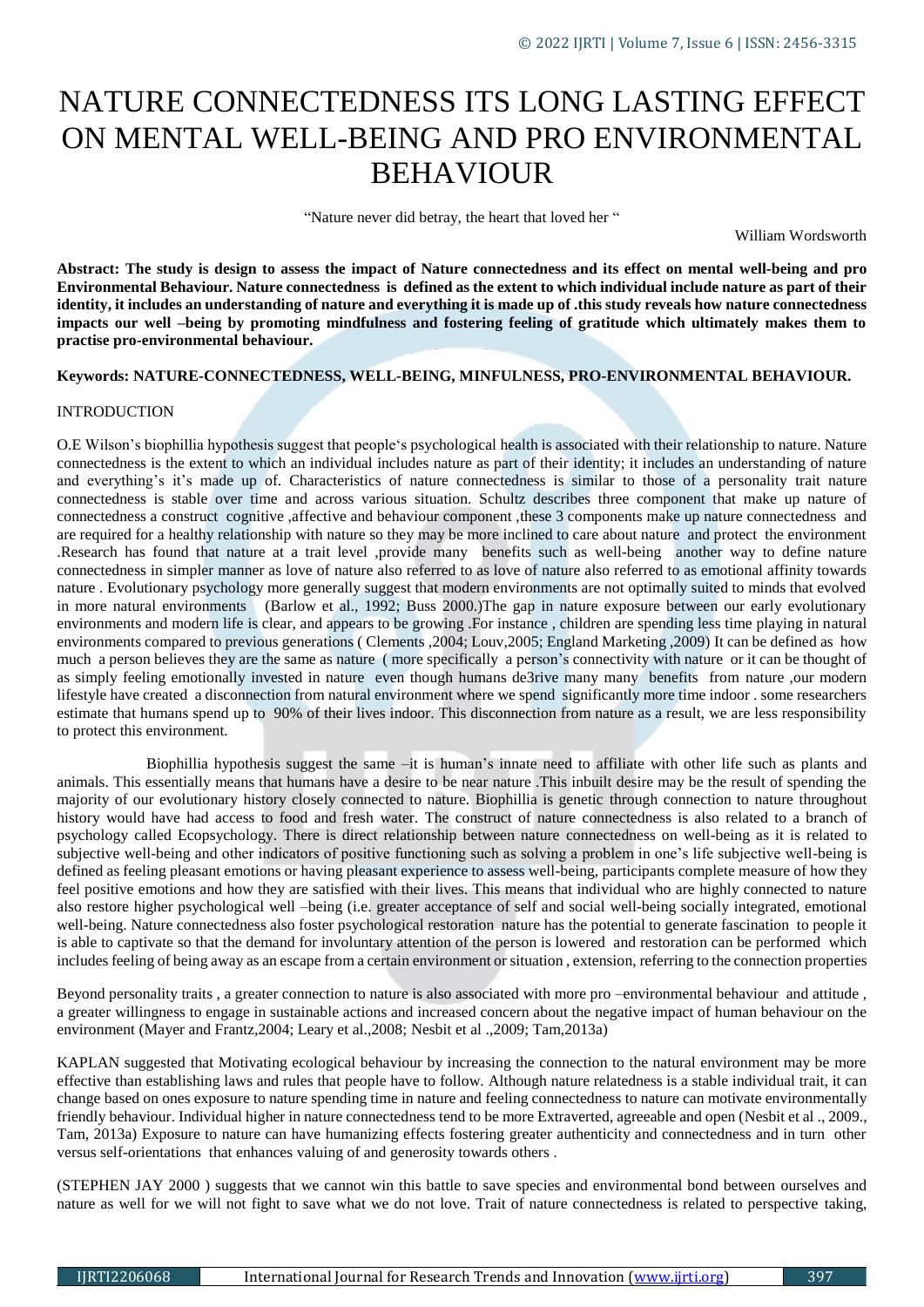# NATURE CONNECTEDNESS ITS LONG LASTING EFFECT ON MENTAL WELL-BEING AND PRO ENVIRONMENTAL BEHAVIOUR

"Nature never did betray, the heart that loved her "

William Wordsworth

**Abstract: The study is design to assess the impact of Nature connectedness and its effect on mental well-being and pro Environmental Behaviour. Nature connectedness is defined as the extent to which individual include nature as part of their identity, it includes an understanding of nature and everything it is made up of .this study reveals how nature connectedness impacts our well –being by promoting mindfulness and fostering feeling of gratitude which ultimately makes them to practise pro-environmental behaviour.**

**Keywords: NATURE-CONNECTEDNESS, WELL-BEING, MINFULNESS, PRO-ENVIRONMENTAL BEHAVIOUR.**

## INTRODUCTION

O.E Wilson's biophillia hypothesis suggest that people's psychological health is associated with their relationship to nature. Nature connectedness is the extent to which an individual includes nature as part of their identity; it includes an understanding of nature and everything's it's made up of. Characteristics of nature connectedness is similar to those of a personality trait nature connectedness is stable over time and across various situation. Schultz describes three component that make up nature of connectedness a construct cognitive ,affective and behaviour component ,these 3 components make up nature connectedness and are required for a healthy relationship with nature so they may be more inclined to care about nature and protect the environment .Research has found that nature at a trait level ,provide many benefits such as well-being another way to define nature connectedness in simpler manner as love of nature also referred to as love of nature also referred to as emotional affinity towards nature . Evolutionary psychology more generally suggest that modern environments are not optimally suited to minds that evolved in more natural environments (Barlow et al., 1992; Buss 2000.)The gap in nature exposure between our early evolutionary environments and modern life is clear, and appears to be growing .For instance , children are spending less time playing in natural environments compared to previous generations ( Clements ,2004; Louv,2005; England Marketing ,2009) It can be defined as how much a person believes they are the same as nature ( more specifically a person's connectivity with nature or it can be thought of as simply feeling emotionally invested in nature even though humans de3rive many many benefits from nature ,our modern lifestyle have created a disconnection from natural environment where we spend significantly more time indoor . some researchers estimate that humans spend up to 90% of their lives indoor. This disconnection from nature as a result, we are less responsibility to protect this environment.

Biophillia hypothesis suggest the same –it is human's innate need to affiliate with other life such as plants and animals. This essentially means that humans have a desire to be near nature .This inbuilt desire may be the result of spending the majority of our evolutionary history closely connected to nature. Biophillia is genetic through connection to nature throughout history would have had access to food and fresh water. The construct of nature connectedness is also related to a branch of psychology called Ecopsychology. There is direct relationship between nature connectedness on well-being as it is related to subjective well-being and other indicators of positive functioning such as solving a problem in one's life subjective well-being is defined as feeling pleasant emotions or having pleasant experience to assess well-being, participants complete measure of how they feel positive emotions and how they are satisfied with their lives. This means that individual who are highly connected to nature also restore higher psychological well –being (i.e. greater acceptance of self and social well-being socially integrated, emotional well-being. Nature connectedness also foster psychological restoration nature has the potential to generate fascination to people it is able to captivate so that the demand for involuntary attention of the person is lowered and restoration can be performed which includes feeling of being away as an escape from a certain environment or situation , extension, referring to the connection properties

Beyond personality traits , a greater connection to nature is also associated with more pro –environmental behaviour and attitude , a greater willingness to engage in sustainable actions and increased concern about the negative impact of human behaviour on the environment (Mayer and Frantz,2004; Leary et al.,2008; Nesbit et al .,2009; Tam,2013a)

KAPLAN suggested that Motivating ecological behaviour by increasing the connection to the natural environment may be more effective than establishing laws and rules that people have to follow. Although nature relatedness is a stable individual trait, it can change based on ones exposure to nature spending time in nature and feeling connectedness to nature can motivate environmentally friendly behaviour. Individual higher in nature connectedness tend to be more Extraverted, agreeable and open (Nesbit et al ., 2009., Tam, 2013a) Exposure to nature can have humanizing effects fostering greater authenticity and connectedness and in turn other versus self-orientations that enhances valuing of and generosity towards others .

(STEPHEN JAY 2000 ) suggests that we cannot win this battle to save species and environmental bond between ourselves and nature as well for we will not fight to save what we do not love. Trait of nature connectedness is related to perspective taking,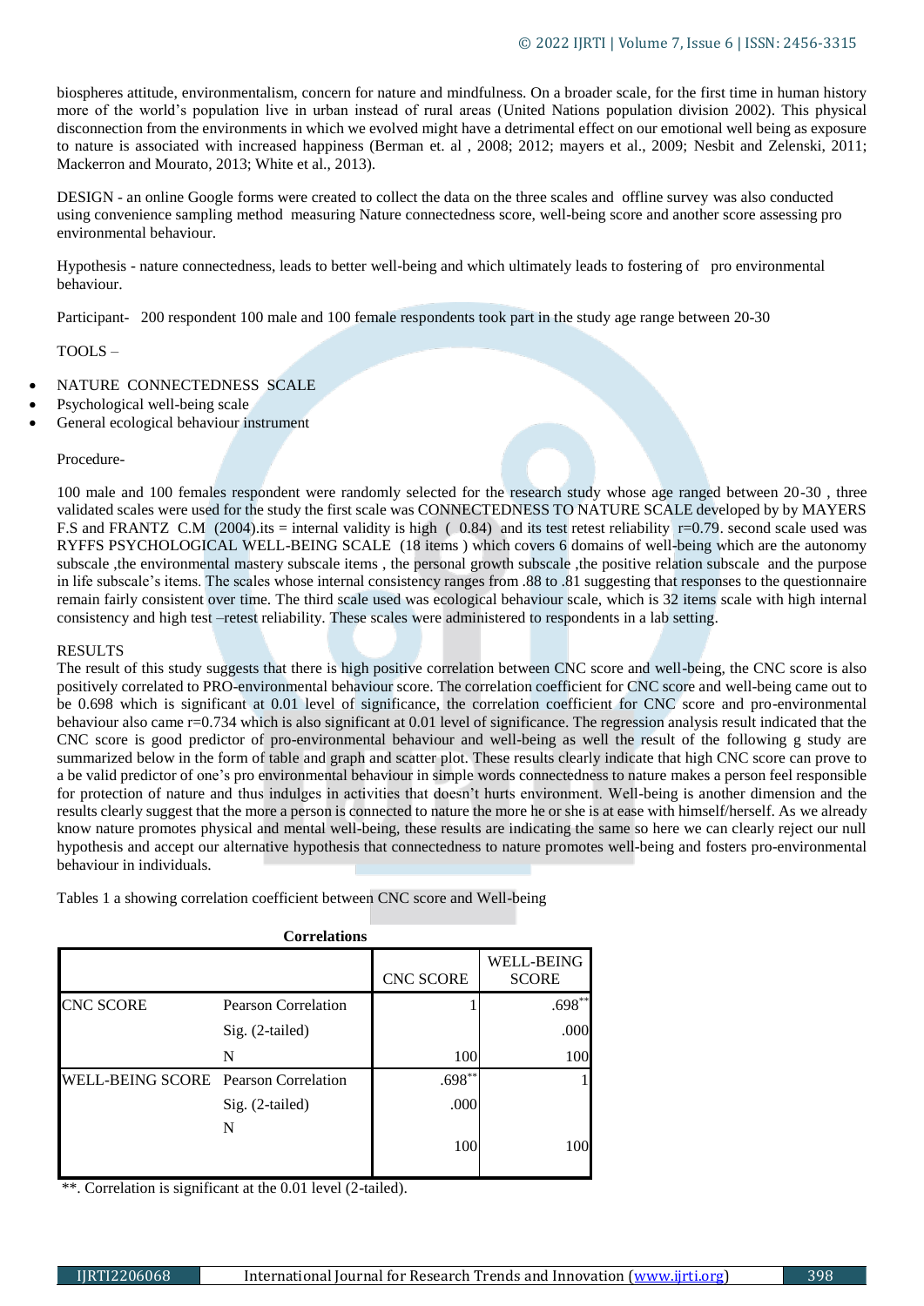biospheres attitude, environmentalism, concern for nature and mindfulness. On a broader scale, for the first time in human history more of the world's population live in urban instead of rural areas (United Nations population division 2002). This physical disconnection from the environments in which we evolved might have a detrimental effect on our emotional well being as exposure to nature is associated with increased happiness (Berman et. al , 2008; 2012; mayers et al., 2009; Nesbit and Zelenski, 2011; Mackerron and Mourato, 2013; White et al., 2013).

DESIGN - an online Google forms were created to collect the data on the three scales and offline survey was also conducted using convenience sampling method measuring Nature connectedness score, well-being score and another score assessing pro environmental behaviour.

Hypothesis - nature connectedness, leads to better well-being and which ultimately leads to fostering of pro environmental behaviour.

Participant- 200 respondent 100 male and 100 female respondents took part in the study age range between 20-30

TOOLS –

- NATURE CONNECTEDNESS SCALE
- Psychological well-being scale
- General ecological behaviour instrument

Procedure-

100 male and 100 females respondent were randomly selected for the research study whose age ranged between 20-30 , three validated scales were used for the study the first scale was CONNECTEDNESS TO NATURE SCALE developed by by MAYERS F.S and FRANTZ C.M (2004).its = internal validity is high ( 0.84) and its test retest reliability r=0.79. second scale used was RYFFS PSYCHOLOGICAL WELL-BEING SCALE (18 items ) which covers 6 domains of well-being which are the autonomy subscale ,the environmental mastery subscale items , the personal growth subscale ,the positive relation subscale and the purpose in life subscale's items. The scales whose internal consistency ranges from .88 to .81 suggesting that responses to the questionnaire remain fairly consistent over time. The third scale used was ecological behaviour scale, which is 32 items scale with high internal consistency and high test –retest reliability. These scales were administered to respondents in a lab setting.

RESULTS

The result of this study suggests that there is high positive correlation between CNC score and well-being, the CNC score is also positively correlated to PRO-environmental behaviour score. The correlation coefficient for CNC score and well-being came out to be 0.698 which is significant at 0.01 level of significance, the correlation coefficient for CNC score and pro-environmental behaviour also came r=0.734 which is also significant at 0.01 level of significance. The regression analysis result indicated that the CNC score is good predictor of pro-environmental behaviour and well-being as well the result of the following g study are summarized below in the form of table and graph and scatter plot. These results clearly indicate that high CNC score can prove to a be valid predictor of one's pro environmental behaviour in simple words connectedness to nature makes a person feel responsible for protection of nature and thus indulges in activities that doesn't hurts environment. Well-being is another dimension and the results clearly suggest that the more a person is connected to nature the more he or she is at ease with himself/herself. As we already know nature promotes physical and mental well-being, these results are indicating the same so here we can clearly reject our null hypothesis and accept our alternative hypothesis that connectedness to nature promotes well-being and fosters pro-environmental behaviour in individuals.

Tables 1 a showing correlation coefficient between CNC score and Well-being

**Correlations**

| | | CNC SCORE | WELL-BEING SCORE |
|---|---|---|---|
| CNC SCORE | Pearson Correlation | 1 | .698** |
| | Sig. (2-tailed) | | .000 |
| | N | 100 | 100 |
| WELL-BEING SCORE | Pearson Correlation | .698** | 1 |
| | Sig. (2-tailed) | .000 | |
| | N | 100 | 100 |

**. Correlation is significant at the 0.01 level (2-tailed).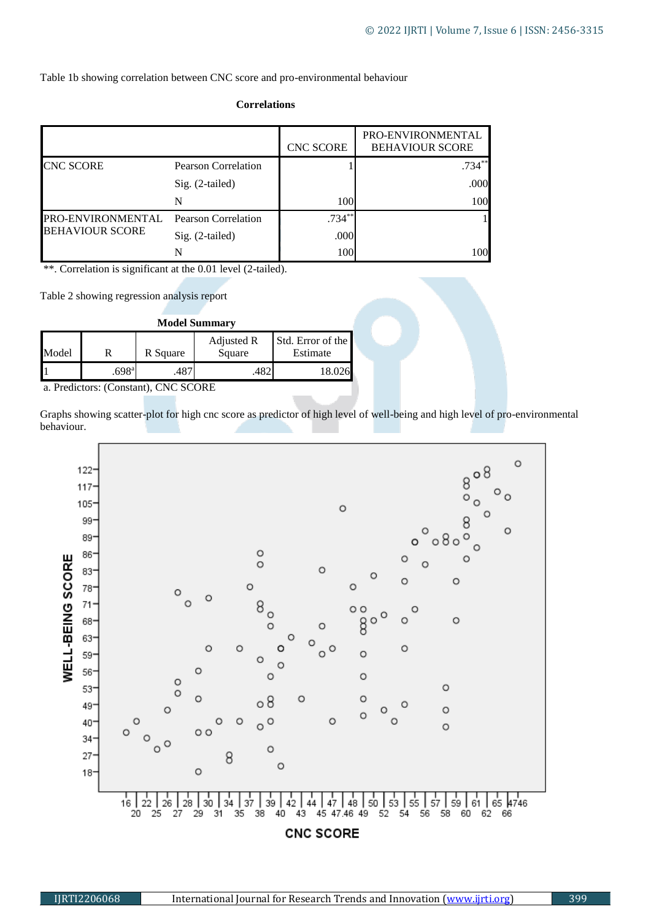Table 1b showing correlation between CNC score and pro-environmental behaviour

**Correlations**

| | | CNC SCORE | PRO-ENVIRONMENTAL BEHAVIOUR SCORE |
|---|---|---|---|
| CNC SCORE | Pearson Correlation | 1 | .734** |
| | Sig. (2-tailed) | | .000 |
| | N | 100 | 100 |
| PRO-ENVIRONMENTAL BEHAVIOUR SCORE | Pearson Correlation | .734** | 1 |
| | Sig. (2-tailed) | .000 | |
| | N | 100 | 100 |

**. Correlation is significant at the 0.01 level (2-tailed).

Table 2 showing regression analysis report

**Model Summary**

| Model | R | R Square | Adjusted R Square | Std. Error of the Estimate |
|---|---|---|---|---|
| 1 | .698[a] | .487 | .482 | 18.026 |

a. Predictors: (Constant), CNC SCORE

Graphs showing scatter-plot for high cnc score as predictor of high level of well-being and high level of pro-environmental behaviour.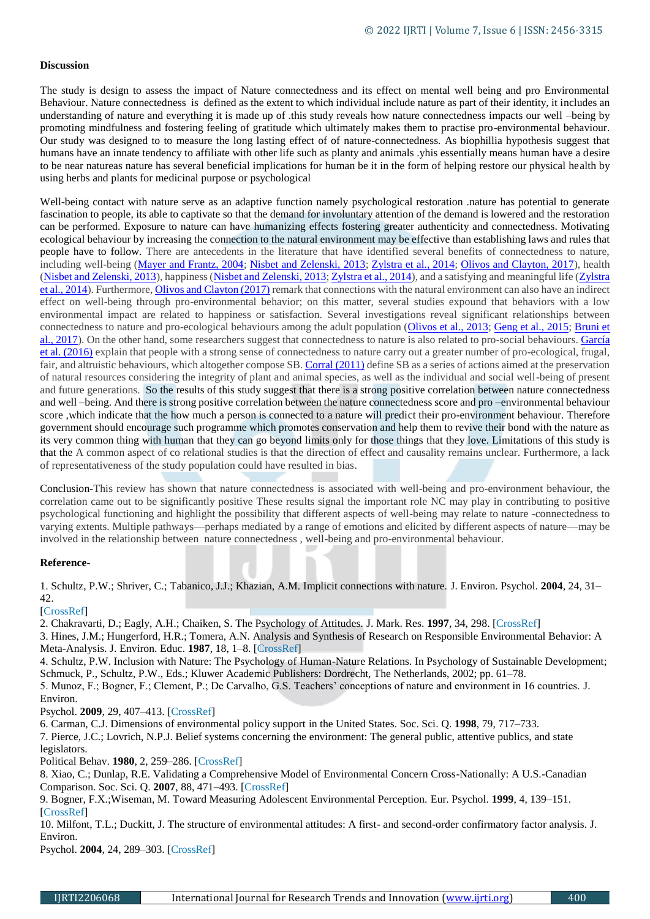**Discussion**

The study is design to assess the impact of Nature connectedness and its effect on mental well being and pro Environmental Behaviour. Nature connectedness is defined as the extent to which individual include nature as part of their identity, it includes an understanding of nature and everything it is made up of .this study reveals how nature connectedness impacts our well –being by promoting mindfulness and fostering feeling of gratitude which ultimately makes them to practise pro-environmental behaviour. Our study was designed to to measure the long lasting effect of of nature-connectedness. As biophillia hypothesis suggest that humans have an innate tendency to affiliate with other life such as planty and animals .yhis essentially means human have a desire to be near natureas nature has several beneficial implications for human be it in the form of helping restore our physical health by using herbs and plants for medicinal purpose or psychological

Well-being contact with nature serve as an adaptive function namely psychological restoration .nature has potential to generate fascination to people, its able to captivate so that the demand for involuntary attention of the demand is lowered and the restoration can be performed. Exposure to nature can have humanizing effects fostering greater authenticity and connectedness. Motivating ecological behaviour by increasing the connection to the natural environment may be effective than establishing laws and rules that people have to follow. There are antecedents in the literature that have identified several benefits of connectedness to nature, including well-being (Mayer and Frantz, 2004; Nisbet and Zelenski, 2013; Zylstra et al., 2014; Olivos and Clayton, 2017), health (Nisbet and Zelenski, 2013), happiness (Nisbet and Zelenski, 2013; Zylstra et al., 2014), and a satisfying and meaningful life (Zylstra et al., 2014). Furthermore, Olivos and Clayton (2017) remark that connections with the natural environment can also have an indirect effect on well-being through pro-environmental behavior; on this matter, several studies expound that behaviors with a low environmental impact are related to happiness or satisfaction. Several investigations reveal significant relationships between connectedness to nature and pro-ecological behaviours among the adult population (Olivos et al., 2013; Geng et al., 2015; Bruni et al., 2017). On the other hand, some researchers suggest that connectedness to nature is also related to pro-social behaviours. García et al. (2016) explain that people with a strong sense of connectedness to nature carry out a greater number of pro-ecological, frugal, fair, and altruistic behaviours, which altogether compose SB. Corral (2011) define SB as a series of actions aimed at the preservation of natural resources considering the integrity of plant and animal species, as well as the individual and social well-being of present and future generations. So the results of this study suggest that there is a strong positive correlation between nature connectedness and well –being. And there is strong positive correlation between the nature connectedness score and pro –environmental behaviour score ,which indicate that the how much a person is connected to a nature will predict their pro-environment behaviour. Therefore government should encourage such programme which promotes conservation and help them to revive their bond with the nature as its very common thing with human that they can go beyond limits only for those things that they love. Limitations of this study is that the A common aspect of co relational studies is that the direction of effect and causality remains unclear. Furthermore, a lack of representativeness of the study population could have resulted in bias.

Conclusion-This review has shown that nature connectedness is associated with well-being and pro-environment behaviour, the correlation came out to be significantly positive These results signal the important role NC may play in contributing to positive psychological functioning and highlight the possibility that different aspects of well-being may relate to nature -connectedness to varying extents. Multiple pathways—perhaps mediated by a range of emotions and elicited by different aspects of nature—may be involved in the relationship between nature connectedness , well-being and pro-environmental behaviour.

**Reference-**

1. Schultz, P.W.; Shriver, C.; Tabanico, J.J.; Khazian, A.M. Implicit connections with nature. J. Environ. Psychol. **2004**, 24, 31–42.
[CrossRef]
2. Chakravarti, D.; Eagly, A.H.; Chaiken, S. The Psychology of Attitudes. J. Mark. Res. **1997**, 34, 298. [CrossRef]
3. Hines, J.M.; Hungerford, H.R.; Tomera, A.N. Analysis and Synthesis of Research on Responsible Environmental Behavior: A Meta-Analysis. J. Environ. Educ. **1987**, 18, 1–8. [CrossRef]
4. Schultz, P.W. Inclusion with Nature: The Psychology of Human-Nature Relations. In Psychology of Sustainable Development; Schmuck, P., Schultz, P.W., Eds.; Kluwer Academic Publishers: Dordrecht, The Netherlands, 2002; pp. 61–78.
5. Munoz, F.; Bogner, F.; Clement, P.; De Carvalho, G.S. Teachers' conceptions of nature and environment in 16 countries. J. Environ.
Psychol. **2009**, 29, 407–413. [CrossRef]
6. Carman, C.J. Dimensions of environmental policy support in the United States. Soc. Sci. Q. **1998**, 79, 717–733.
7. Pierce, J.C.; Lovrich, N.P.J. Belief systems concerning the environment: The general public, attentive publics, and state legislators.
Political Behav. **1980**, 2, 259–286. [CrossRef]
8. Xiao, C.; Dunlap, R.E. Validating a Comprehensive Model of Environmental Concern Cross-Nationally: A U.S.-Canadian Comparison. Soc. Sci. Q. **2007**, 88, 471–493. [CrossRef]
9. Bogner, F.X.;Wiseman, M. Toward Measuring Adolescent Environmental Perception. Eur. Psychol. **1999**, 4, 139–151. [CrossRef]
10. Milfont, T.L.; Duckitt, J. The structure of environmental attitudes: A first- and second-order confirmatory factor analysis. J. Environ.
Psychol. **2004**, 24, 289–303. [CrossRef]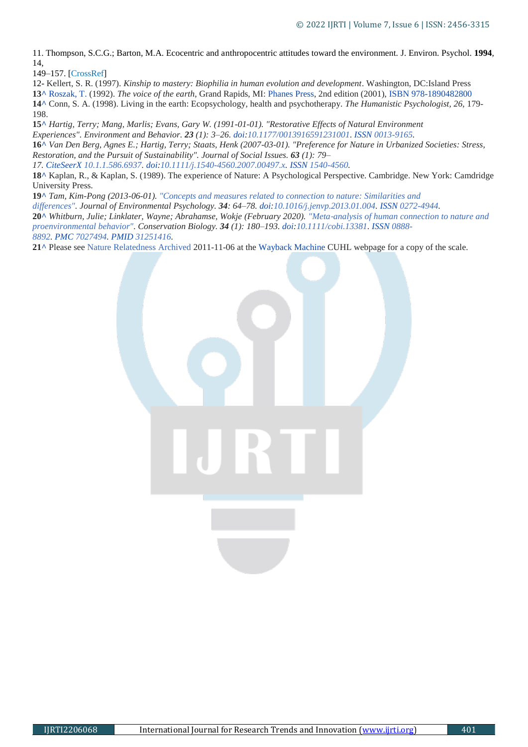11. Thompson, S.C.G.; Barton, M.A. Ecocentric and anthropocentric attitudes toward the environment. J. Environ. Psychol. **1994**, 14, 149–157. [CrossRef]

12- Kellert, S. R. (1997). *Kinship to mastery: Biophilia in human evolution and development*. Washington, DC:Island Press

**13^** Roszak, T. (1992). *The voice of the earth*, Grand Rapids, MI: Phanes Press, 2nd edition (2001), ISBN 978-1890482800

**14^** Conn, S. A. (1998). Living in the earth: Ecopsychology, health and psychotherapy. *The Humanistic Psychologist, 26,* 179-198.

**15^** *Hartig, Terry; Mang, Marlis; Evans, Gary W. (1991-01-01). "Restorative Effects of Natural Environment Experiences". Environment and Behavior.* ***23*** *(1): 3–26. doi:10.1177/0013916591231001. ISSN 0013-9165.*

**16^** *Van Den Berg, Agnes E.; Hartig, Terry; Staats, Henk (2007-03-01). "Preference for Nature in Urbanized Societies: Stress, Restoration, and the Pursuit of Sustainability". Journal of Social Issues.* ***63*** *(1): 79–17. CiteSeerX 10.1.1.586.6937. doi:10.1111/j.1540-4560.2007.00497.x. ISSN 1540-4560.*

**18^** Kaplan, R., & Kaplan, S. (1989). The experience of Nature: A Psychological Perspective. Cambridge. New York: Camdridge University Press.

**19^** *Tam, Kim-Pong (2013-06-01). "Concepts and measures related to connection to nature: Similarities and differences". Journal of Environmental Psychology.* ***34****: 64–78. doi:10.1016/j.jenvp.2013.01.004. ISSN 0272-4944.*

**20^** *Whitburn, Julie; Linklater, Wayne; Abrahamse, Wokje (February 2020). "Meta-analysis of human connection to nature and proenvironmental behavior". Conservation Biology.* ***34*** *(1): 180–193. doi:10.1111/cobi.13381. ISSN 0888-8892. PMC 7027494. PMID 31251416.*

**21^** Please see Nature Relatedness Archived 2011-11-06 at the Wayback Machine CUHL webpage for a copy of the scale.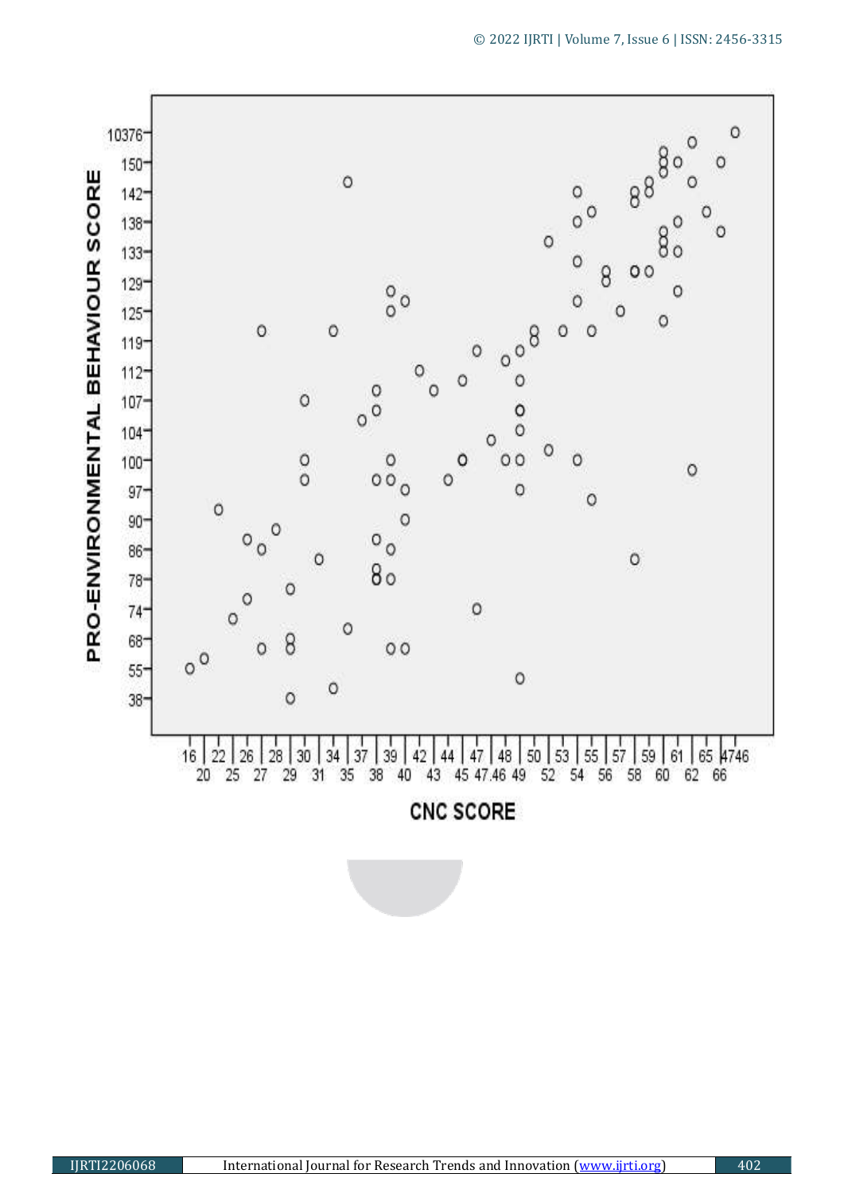PRO-ENVIRONMENTAL BEHAVIOUR SCORE

10376
150
142
138
133
129
125
119
112
107
104
100
97
90
86
78
74
68
55
38

16 22 26 28 30 34 37 39 42 44 47 48 50 53 55 57 59 61 65 4746

20 25 27 29 31 35 38 40 43 45 47.46 49 52 54 56 58 60 62 66

CNC SCORE